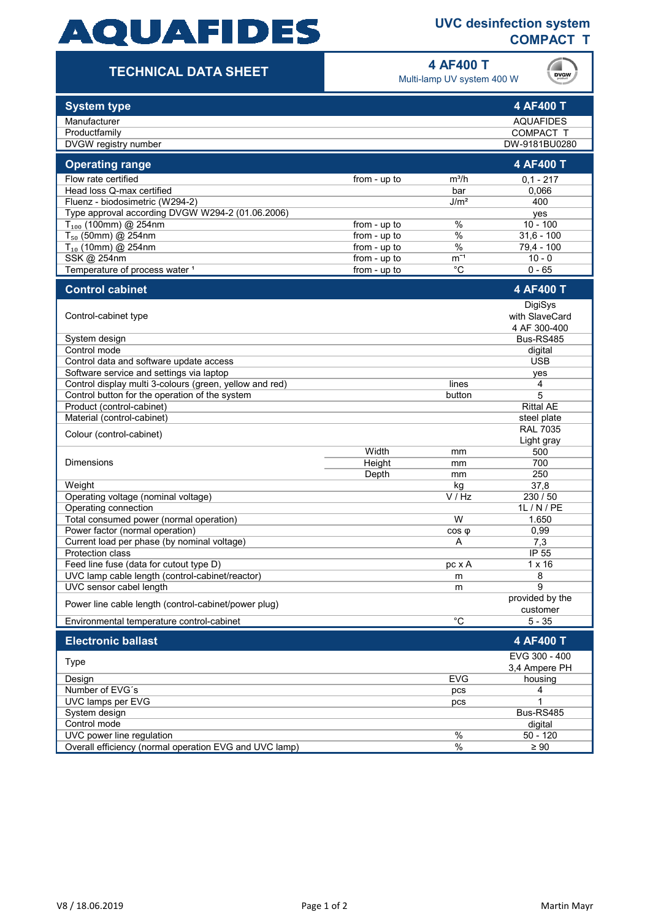# AQUAFIDES

## UVC desinfection system COMPACT T

## TECHNICAL DATA SHEET

### 4 AF400 T

Multi-lamp UV system 400 W

| System type | | | 4 AF400 T |
|---|---|---|---|
| Manufacturer | | | AQUAFIDES |
| Productfamily | | | COMPACT T |
| DVGW registry number | | | DW-9181BU0280 |

| Operating range | | | 4 AF400 T |
|---|---|---|---|
| Flow rate certified | from - up to | m³/h | 0,1 - 217 |
| Head loss Q-max certified | | bar | 0,066 |
| Fluenz - biodosimetric (W294-2) | | J/m² | 400 |
| Type approval according DVGW W294-2 (01.06.2006) | | | yes |
| $T_{100}$ (100mm) @ 254nm | from - up to | % | 10 - 100 |
| $T_{50}$ (50mm) @ 254nm | from - up to | % | 31,6 - 100 |
| $T_{10}$ (10mm) @ 254nm | from - up to | % | 79,4 - 100 |
| SSK @ 254nm | from - up to | $m^{-1}$ | 10 - 0 |
| Temperature of process water [1] | from - up to | °C | 0 - 65 |

| Control cabinet | | | 4 AF400 T |
|---|---|---|---|
| Control-cabinet type | | | DigiSys with SlaveCard 4 AF 300-400 |
| System design | | | Bus-RS485 |
| Control mode | | | digital |
| Control data and software update access | | | USB |
| Software service and settings via laptop | | | yes |
| Control display multi 3-colours (green, yellow and red) | | lines | 4 |
| Control button for the operation of the system | | button | 5 |
| Product (control-cabinet) | | | Rittal AE |
| Material (control-cabinet) | | | steel plate |
| Colour (control-cabinet) | | | RAL 7035 Light gray |
| Dimensions | Width | mm | 500 |
| | Height | mm | 700 |
| | Depth | mm | 250 |
| Weight | | kg | 37,8 |
| Operating voltage (nominal voltage) | | V / Hz | 230 / 50 |
| Operating connection | | | 1L / N / PE |
| Total consumed power (normal operation) | | W | 1.650 |
| Power factor (normal operation) | | cos φ | 0,99 |
| Current load per phase (by nominal voltage) | | A | 7,3 |
| Protection class | | | IP 55 |
| Feed line fuse (data for cutout type D) | | pc x A | 1 x 16 |
| UVC lamp cable length (control-cabinet/reactor) | | m | 8 |
| UVC sensor cabel length | | m | 9 |
| Power line cable length (control-cabinet/power plug) | | | provided by the customer |
| Environmental temperature control-cabinet | | °C | 5 - 35 |

| Electronic ballast | | | 4 AF400 T |
|---|---|---|---|
| Type | | | EVG 300 - 400 3,4 Ampere PH |
| Design | | EVG | housing |
| Number of EVG´s | | pcs | 4 |
| UVC lamps per EVG | | pcs | 1 |
| System design | | | Bus-RS485 |
| Control mode | | | digital |
| UVC power line regulation | | % | 50 - 120 |
| Overall efficiency (normal operation EVG and UVC lamp) | | % | ≥ 90 |

V8 / 18.06.2019 Martin Mayr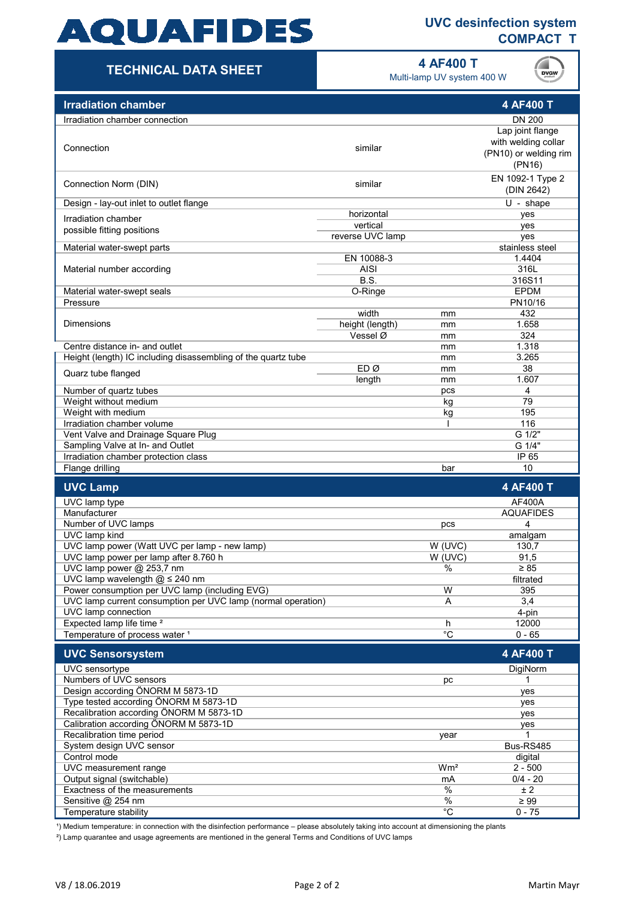# AQUAFIDES

**UVC desinfection system COMPACT T**

## TECHNICAL DATA SHEET

**4 AF400 T**
Multi-lamp UV system 400 W

| Irradiation chamber | | | 4 AF400 T |
|---|---|---|---|
| Irradiation chamber connection | | | DN 200 |
| Connection | similar | | Lap joint flange with welding collar (PN10) or welding rim (PN16) |
| Connection Norm (DIN) | similar | | EN 1092-1 Type 2 (DIN 2642) |
| Design - lay-out inlet to outlet flange | | | U - shape |
| Irradiation chamber possible fitting positions | horizontal | | yes |
| | vertical | | yes |
| | reverse UVC lamp | | yes |
| Material water-swept parts | | | stainless steel |
| Material number according | EN 10088-3 | | 1.4404 |
| | AISI | | 316L |
| | B.S. | | 316S11 |
| Material water-swept seals | O-Ringe | | EPDM |
| Pressure | | | PN10/16 |
| Dimensions | width | mm | 432 |
| | height (length) | mm | 1.658 |
| | Vessel Ø | mm | 324 |
| Centre distance in- and outlet | | mm | 1.318 |
| Height (length) IC including disassembling of the quartz tube | | mm | 3.265 |
| Quarz tube flanged | ED Ø | mm | 38 |
| | length | mm | 1.607 |
| Number of quartz tubes | | pcs | 4 |
| Weight without medium | | kg | 79 |
| Weight with medium | | kg | 195 |
| Irradiation chamber volume | | l | 116 |
| Vent Valve and Drainage Square Plug | | | G 1/2" |
| Sampling Valve at In- and Outlet | | | G 1/4" |
| Irradiation chamber protection class | | | IP 65 |
| Flange drilling | | bar | 10 |

| UVC Lamp | | 4 AF400 T |
|---|---|---|
| UVC lamp type | | AF400A |
| Manufacturer | | AQUAFIDES |
| Number of UVC lamps | pcs | 4 |
| UVC lamp kind | | amalgam |
| UVC lamp power (Watt UVC per lamp - new lamp) | W (UVC) | 130,7 |
| UVC lamp power per lamp after 8.760 h | W (UVC) | 91,5 |
| UVC lamp power @ 253,7 nm | % | ≥ 85 |
| UVC lamp wavelength @ ≤ 240 nm | | filtrated |
| Power consumption per UVC lamp (including EVG) | W | 395 |
| UVC lamp current consumption per UVC lamp (normal operation) | A | 3,4 |
| UVC lamp connection | | 4-pin |
| Expected lamp life time [2] | h | 12000 |
| Temperature of process water [1] | °C | 0 - 65 |

| UVC Sensorsystem | | 4 AF400 T |
|---|---|---|
| UVC sensortype | | DigiNorm |
| Numbers of UVC sensors | pc | 1 |
| Design according ÖNORM M 5873-1D | | yes |
| Type tested according ÖNORM M 5873-1D | | yes |
| Recalibration according ÖNORM M 5873-1D | | yes |
| Calibration according ÖNORM M 5873-1D | | yes |
| Recalibration time period | year | 1 |
| System design UVC sensor | | Bus-RS485 |
| Control mode | | digital |
| UVC measurement range | Wm² | 2 - 500 |
| Output signal (switchable) | mA | 0/4 - 20 |
| Exactness of the measurements | % | ± 2 |
| Sensitive @ 254 nm | % | ≥ 99 |
| Temperature stability | °C | 0 - 75 |

[1]) Medium temperature: in connection with the disinfection performance – please absolutely taking into account at dimensioning the plants

[2]) Lamp quarantee and usage agreements are mentioned in the general Terms and Conditions of UVC lamps

V8 / 18.06.2019 — Martin Mayr